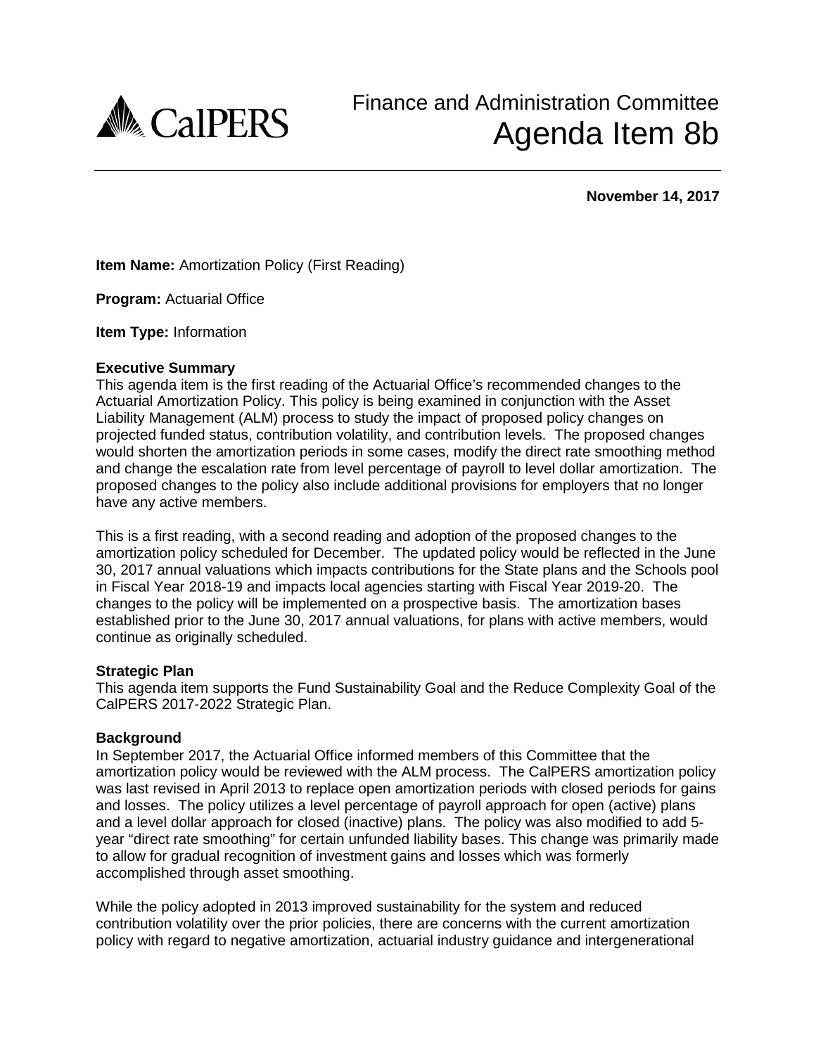CalPERS

# Finance and Administration Committee
# Agenda Item 8b

**November 14, 2017**

**Item Name:** Amortization Policy (First Reading)

**Program:** Actuarial Office

**Item Type:** Information

**Executive Summary**

This agenda item is the first reading of the Actuarial Office's recommended changes to the Actuarial Amortization Policy. This policy is being examined in conjunction with the Asset Liability Management (ALM) process to study the impact of proposed policy changes on projected funded status, contribution volatility, and contribution levels. The proposed changes would shorten the amortization periods in some cases, modify the direct rate smoothing method and change the escalation rate from level percentage of payroll to level dollar amortization. The proposed changes to the policy also include additional provisions for employers that no longer have any active members.

This is a first reading, with a second reading and adoption of the proposed changes to the amortization policy scheduled for December. The updated policy would be reflected in the June 30, 2017 annual valuations which impacts contributions for the State plans and the Schools pool in Fiscal Year 2018-19 and impacts local agencies starting with Fiscal Year 2019-20. The changes to the policy will be implemented on a prospective basis. The amortization bases established prior to the June 30, 2017 annual valuations, for plans with active members, would continue as originally scheduled.

**Strategic Plan**

This agenda item supports the Fund Sustainability Goal and the Reduce Complexity Goal of the CalPERS 2017-2022 Strategic Plan.

**Background**

In September 2017, the Actuarial Office informed members of this Committee that the amortization policy would be reviewed with the ALM process. The CalPERS amortization policy was last revised in April 2013 to replace open amortization periods with closed periods for gains and losses. The policy utilizes a level percentage of payroll approach for open (active) plans and a level dollar approach for closed (inactive) plans. The policy was also modified to add 5-year "direct rate smoothing" for certain unfunded liability bases. This change was primarily made to allow for gradual recognition of investment gains and losses which was formerly accomplished through asset smoothing.

While the policy adopted in 2013 improved sustainability for the system and reduced contribution volatility over the prior policies, there are concerns with the current amortization policy with regard to negative amortization, actuarial industry guidance and intergenerational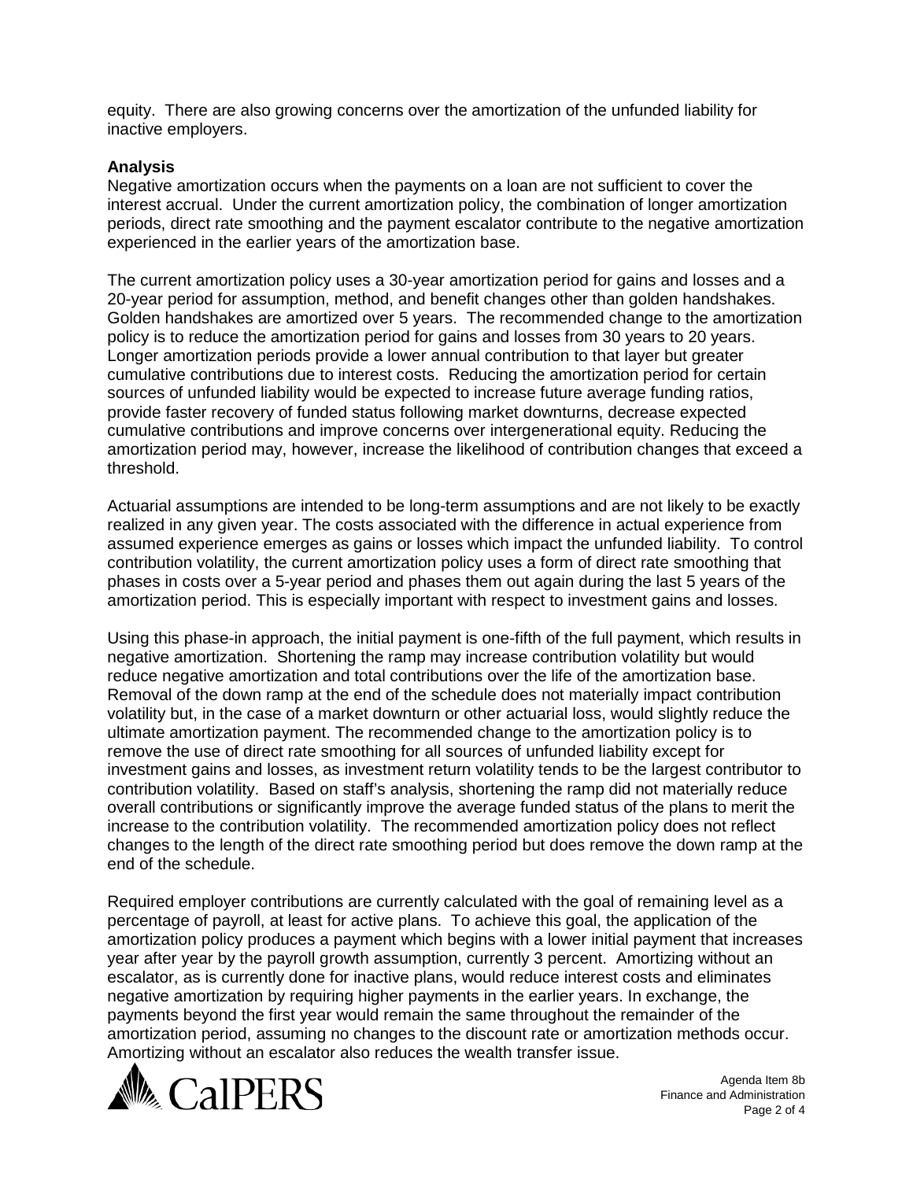equity. There are also growing concerns over the amortization of the unfunded liability for inactive employers.

**Analysis**

Negative amortization occurs when the payments on a loan are not sufficient to cover the interest accrual. Under the current amortization policy, the combination of longer amortization periods, direct rate smoothing and the payment escalator contribute to the negative amortization experienced in the earlier years of the amortization base.

The current amortization policy uses a 30-year amortization period for gains and losses and a 20-year period for assumption, method, and benefit changes other than golden handshakes. Golden handshakes are amortized over 5 years. The recommended change to the amortization policy is to reduce the amortization period for gains and losses from 30 years to 20 years. Longer amortization periods provide a lower annual contribution to that layer but greater cumulative contributions due to interest costs. Reducing the amortization period for certain sources of unfunded liability would be expected to increase future average funding ratios, provide faster recovery of funded status following market downturns, decrease expected cumulative contributions and improve concerns over intergenerational equity. Reducing the amortization period may, however, increase the likelihood of contribution changes that exceed a threshold.

Actuarial assumptions are intended to be long-term assumptions and are not likely to be exactly realized in any given year. The costs associated with the difference in actual experience from assumed experience emerges as gains or losses which impact the unfunded liability. To control contribution volatility, the current amortization policy uses a form of direct rate smoothing that phases in costs over a 5-year period and phases them out again during the last 5 years of the amortization period. This is especially important with respect to investment gains and losses.

Using this phase-in approach, the initial payment is one-fifth of the full payment, which results in negative amortization. Shortening the ramp may increase contribution volatility but would reduce negative amortization and total contributions over the life of the amortization base. Removal of the down ramp at the end of the schedule does not materially impact contribution volatility but, in the case of a market downturn or other actuarial loss, would slightly reduce the ultimate amortization payment. The recommended change to the amortization policy is to remove the use of direct rate smoothing for all sources of unfunded liability except for investment gains and losses, as investment return volatility tends to be the largest contributor to contribution volatility. Based on staff's analysis, shortening the ramp did not materially reduce overall contributions or significantly improve the average funded status of the plans to merit the increase to the contribution volatility. The recommended amortization policy does not reflect changes to the length of the direct rate smoothing period but does remove the down ramp at the end of the schedule.

Required employer contributions are currently calculated with the goal of remaining level as a percentage of payroll, at least for active plans. To achieve this goal, the application of the amortization policy produces a payment which begins with a lower initial payment that increases year after year by the payroll growth assumption, currently 3 percent. Amortizing without an escalator, as is currently done for inactive plans, would reduce interest costs and eliminates negative amortization by requiring higher payments in the earlier years. In exchange, the payments beyond the first year would remain the same throughout the remainder of the amortization period, assuming no changes to the discount rate or amortization methods occur. Amortizing without an escalator also reduces the wealth transfer issue.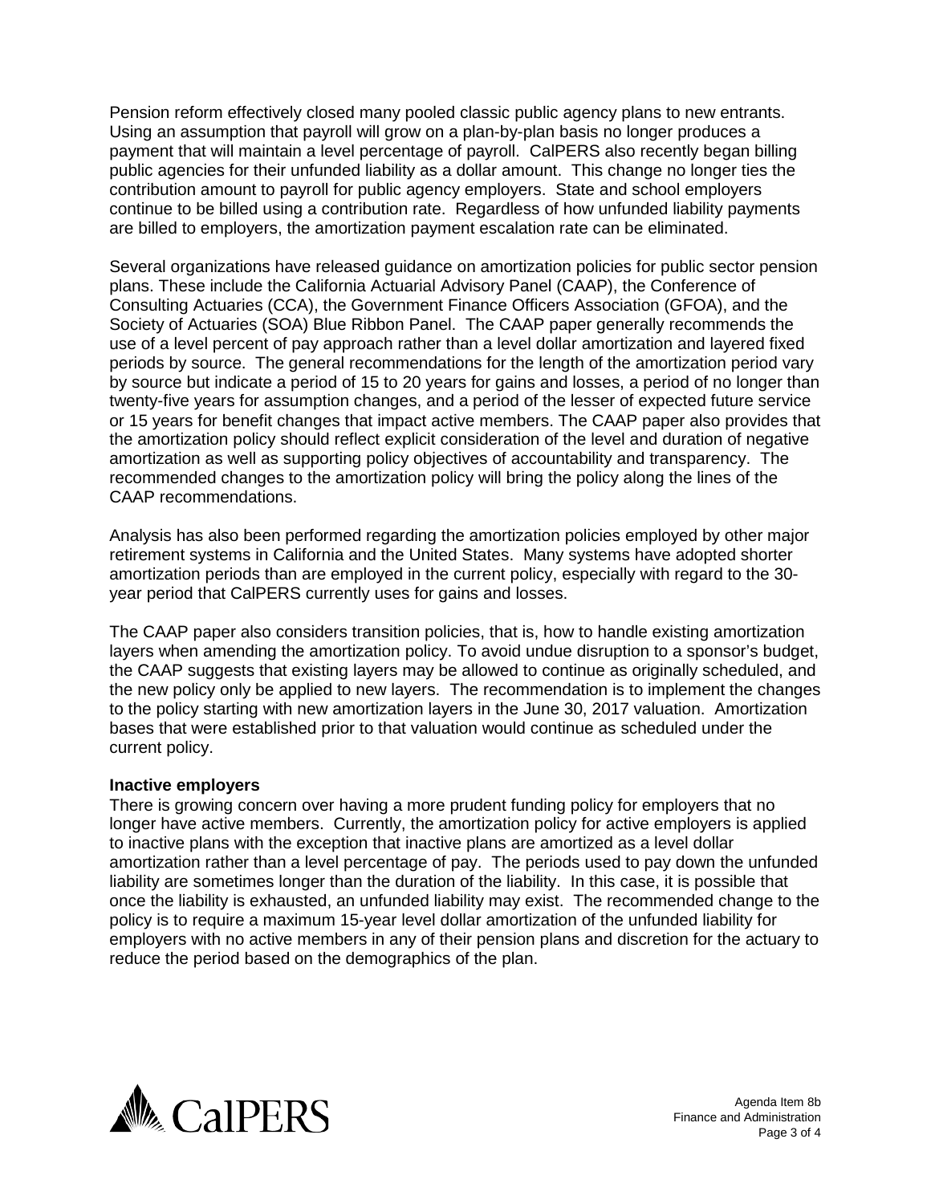Pension reform effectively closed many pooled classic public agency plans to new entrants. Using an assumption that payroll will grow on a plan-by-plan basis no longer produces a payment that will maintain a level percentage of payroll. CalPERS also recently began billing public agencies for their unfunded liability as a dollar amount. This change no longer ties the contribution amount to payroll for public agency employers. State and school employers continue to be billed using a contribution rate. Regardless of how unfunded liability payments are billed to employers, the amortization payment escalation rate can be eliminated.

Several organizations have released guidance on amortization policies for public sector pension plans. These include the California Actuarial Advisory Panel (CAAP), the Conference of Consulting Actuaries (CCA), the Government Finance Officers Association (GFOA), and the Society of Actuaries (SOA) Blue Ribbon Panel. The CAAP paper generally recommends the use of a level percent of pay approach rather than a level dollar amortization and layered fixed periods by source. The general recommendations for the length of the amortization period vary by source but indicate a period of 15 to 20 years for gains and losses, a period of no longer than twenty-five years for assumption changes, and a period of the lesser of expected future service or 15 years for benefit changes that impact active members. The CAAP paper also provides that the amortization policy should reflect explicit consideration of the level and duration of negative amortization as well as supporting policy objectives of accountability and transparency. The recommended changes to the amortization policy will bring the policy along the lines of the CAAP recommendations.

Analysis has also been performed regarding the amortization policies employed by other major retirement systems in California and the United States. Many systems have adopted shorter amortization periods than are employed in the current policy, especially with regard to the 30-year period that CalPERS currently uses for gains and losses.

The CAAP paper also considers transition policies, that is, how to handle existing amortization layers when amending the amortization policy. To avoid undue disruption to a sponsor's budget, the CAAP suggests that existing layers may be allowed to continue as originally scheduled, and the new policy only be applied to new layers. The recommendation is to implement the changes to the policy starting with new amortization layers in the June 30, 2017 valuation. Amortization bases that were established prior to that valuation would continue as scheduled under the current policy.

**Inactive employers**

There is growing concern over having a more prudent funding policy for employers that no longer have active members. Currently, the amortization policy for active employers is applied to inactive plans with the exception that inactive plans are amortized as a level dollar amortization rather than a level percentage of pay. The periods used to pay down the unfunded liability are sometimes longer than the duration of the liability. In this case, it is possible that once the liability is exhausted, an unfunded liability may exist. The recommended change to the policy is to require a maximum 15-year level dollar amortization of the unfunded liability for employers with no active members in any of their pension plans and discretion for the actuary to reduce the period based on the demographics of the plan.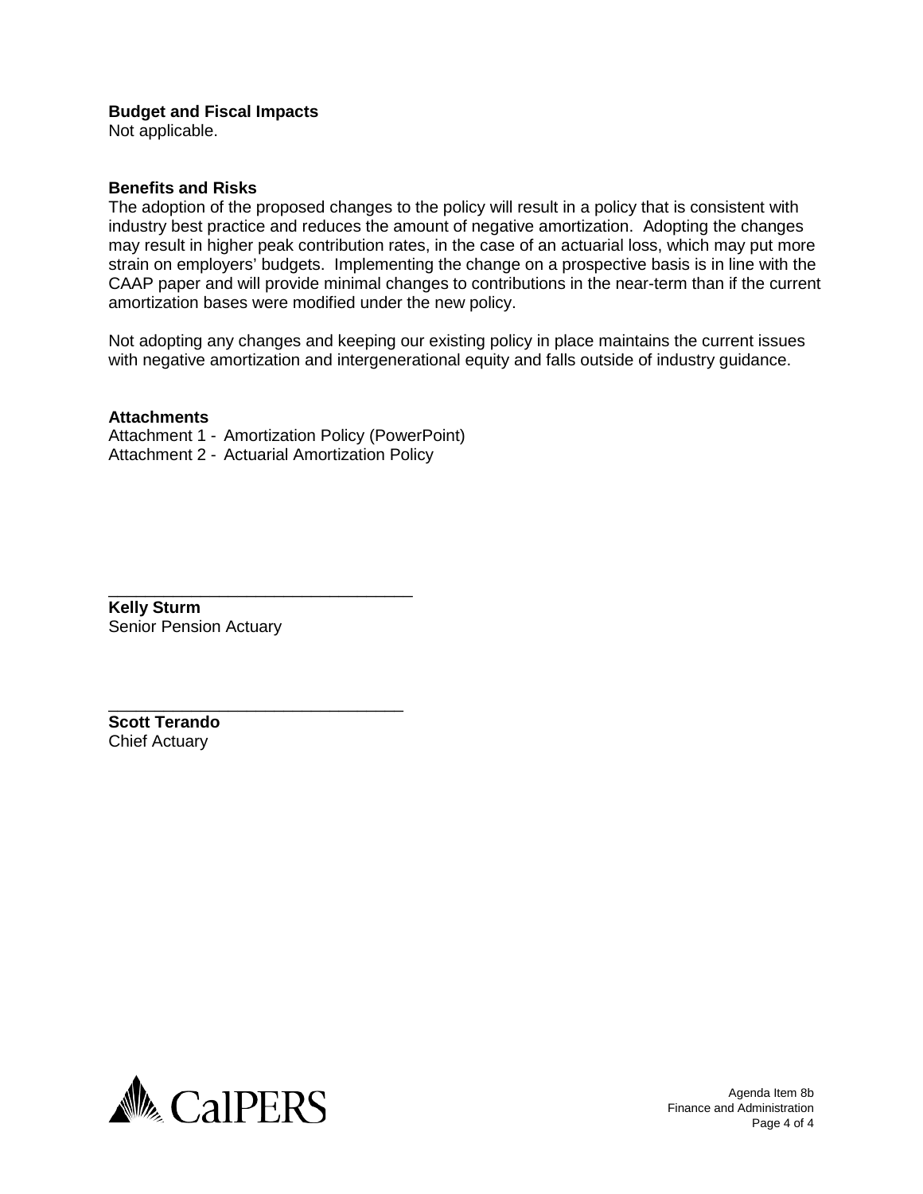**Budget and Fiscal Impacts**
Not applicable.

**Benefits and Risks**
The adoption of the proposed changes to the policy will result in a policy that is consistent with industry best practice and reduces the amount of negative amortization. Adopting the changes may result in higher peak contribution rates, in the case of an actuarial loss, which may put more strain on employers' budgets. Implementing the change on a prospective basis is in line with the CAAP paper and will provide minimal changes to contributions in the near-term than if the current amortization bases were modified under the new policy.

Not adopting any changes and keeping our existing policy in place maintains the current issues with negative amortization and intergenerational equity and falls outside of industry guidance.

**Attachments**
Attachment 1 - Amortization Policy (PowerPoint)
Attachment 2 - Actuarial Amortization Policy

_______________________________
**Kelly Sturm**
Senior Pension Actuary

_______________________________
**Scott Terando**
Chief Actuary